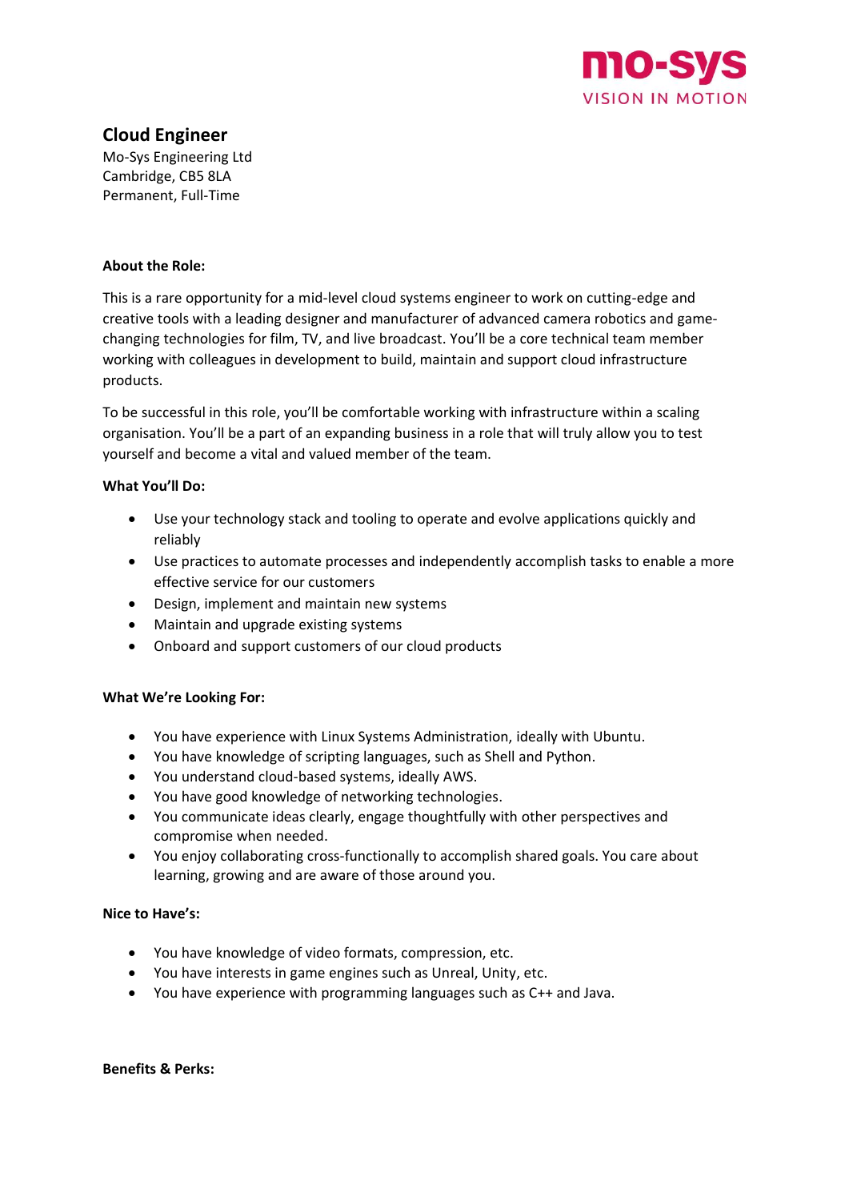mo-sys
VISION IN MOTION

# Cloud Engineer

Mo-Sys Engineering Ltd
Cambridge, CB5 8LA
Permanent, Full-Time

**About the Role:**

This is a rare opportunity for a mid-level cloud systems engineer to work on cutting-edge and creative tools with a leading designer and manufacturer of advanced camera robotics and game-changing technologies for film, TV, and live broadcast. You'll be a core technical team member working with colleagues in development to build, maintain and support cloud infrastructure products.

To be successful in this role, you'll be comfortable working with infrastructure within a scaling organisation. You'll be a part of an expanding business in a role that will truly allow you to test yourself and become a vital and valued member of the team.

**What You'll Do:**

- Use your technology stack and tooling to operate and evolve applications quickly and reliably
- Use practices to automate processes and independently accomplish tasks to enable a more effective service for our customers
- Design, implement and maintain new systems
- Maintain and upgrade existing systems
- Onboard and support customers of our cloud products

**What We're Looking For:**

- You have experience with Linux Systems Administration, ideally with Ubuntu.
- You have knowledge of scripting languages, such as Shell and Python.
- You understand cloud-based systems, ideally AWS.
- You have good knowledge of networking technologies.
- You communicate ideas clearly, engage thoughtfully with other perspectives and compromise when needed.
- You enjoy collaborating cross-functionally to accomplish shared goals. You care about learning, growing and are aware of those around you.

**Nice to Have's:**

- You have knowledge of video formats, compression, etc.
- You have interests in game engines such as Unreal, Unity, etc.
- You have experience with programming languages such as C++ and Java.

**Benefits & Perks:**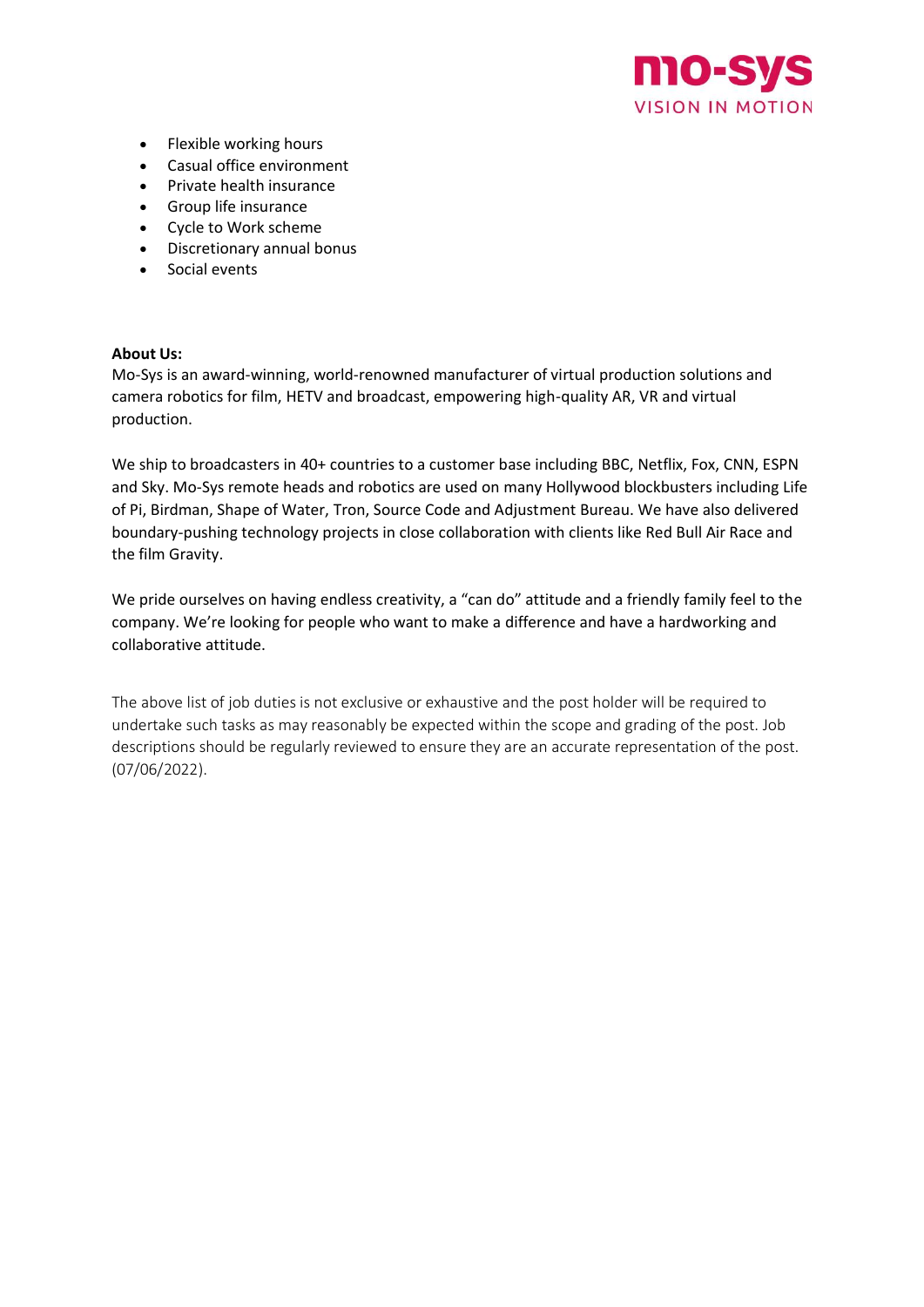- Flexible working hours
- Casual office environment
- Private health insurance
- Group life insurance
- Cycle to Work scheme
- Discretionary annual bonus
- Social events

**About Us:**
Mo-Sys is an award-winning, world-renowned manufacturer of virtual production solutions and camera robotics for film, HETV and broadcast, empowering high-quality AR, VR and virtual production.

We ship to broadcasters in 40+ countries to a customer base including BBC, Netflix, Fox, CNN, ESPN and Sky. Mo-Sys remote heads and robotics are used on many Hollywood blockbusters including Life of Pi, Birdman, Shape of Water, Tron, Source Code and Adjustment Bureau. We have also delivered boundary-pushing technology projects in close collaboration with clients like Red Bull Air Race and the film Gravity.

We pride ourselves on having endless creativity, a "can do" attitude and a friendly family feel to the company. We're looking for people who want to make a difference and have a hardworking and collaborative attitude.

The above list of job duties is not exclusive or exhaustive and the post holder will be required to undertake such tasks as may reasonably be expected within the scope and grading of the post. Job descriptions should be regularly reviewed to ensure they are an accurate representation of the post. (07/06/2022).